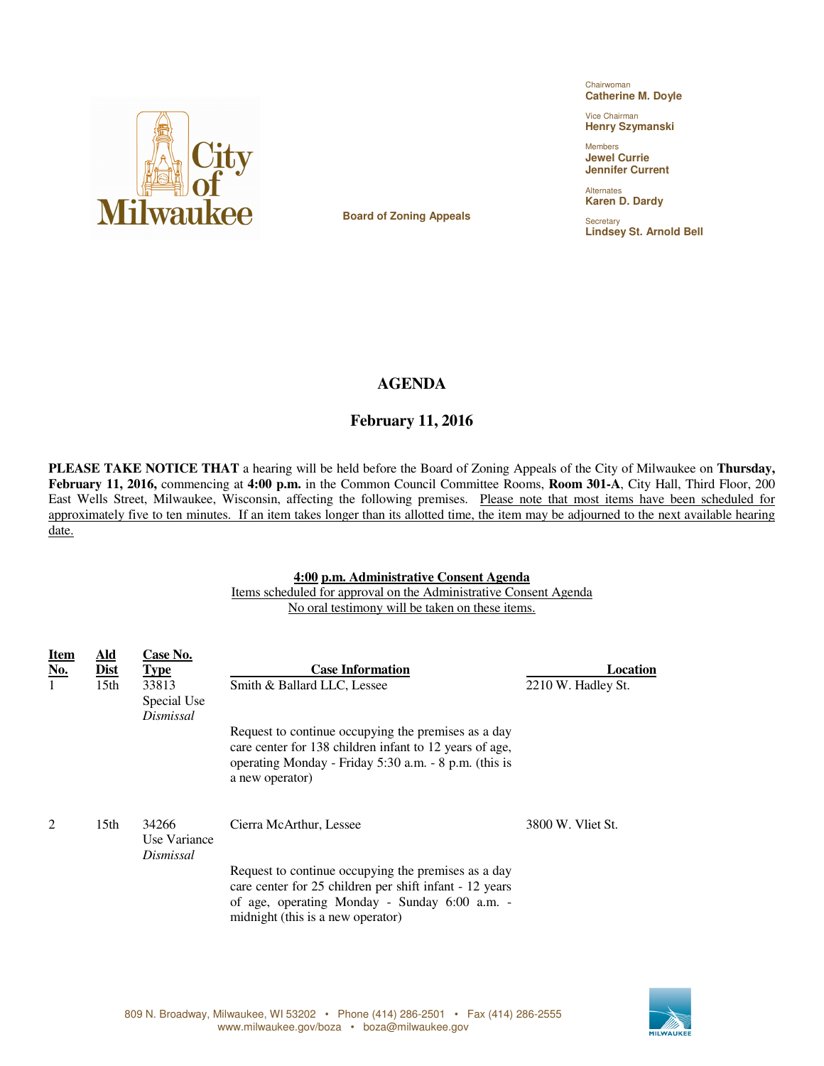City of Milwaukee

Board of Zoning Appeals

Chairwoman
**Catherine M. Doyle**

Vice Chairman
**Henry Szymanski**

Members
**Jewel Currie**
**Jennifer Current**

Alternates
**Karen D. Dardy**

Secretary
**Lindsey St. Arnold Bell**

# AGENDA

## February 11, 2016

**PLEASE TAKE NOTICE THAT** a hearing will be held before the Board of Zoning Appeals of the City of Milwaukee on **Thursday, February 11, 2016,** commencing at **4:00 p.m.** in the Common Council Committee Rooms, **Room 301-A**, City Hall, Third Floor, 200 East Wells Street, Milwaukee, Wisconsin, affecting the following premises. Please note that most items have been scheduled for approximately five to ten minutes. If an item takes longer than its allotted time, the item may be adjourned to the next available hearing date.

**4:00 p.m. Administrative Consent Agenda**

Items scheduled for approval on the Administrative Consent Agenda

No oral testimony will be taken on these items.

| Item No. | Ald Dist | Case No. Type | Case Information | Location |
|---|---|---|---|---|
| 1 | 15th | 33813<br>Special Use<br>*Dismissal* | Smith & Ballard LLC, Lessee<br><br>Request to continue occupying the premises as a day care center for 138 children infant to 12 years of age, operating Monday - Friday 5:30 a.m. - 8 p.m. (this is a new operator) | 2210 W. Hadley St. |
| 2 | 15th | 34266<br>Use Variance<br>*Dismissal* | Cierra McArthur, Lessee<br><br>Request to continue occupying the premises as a day care center for 25 children per shift infant - 12 years of age, operating Monday - Sunday 6:00 a.m. - midnight (this is a new operator) | 3800 W. Vliet St. |

809 N. Broadway, Milwaukee, WI 53202 • Phone (414) 286-2501 • Fax (414) 286-2555
www.milwaukee.gov/boza • boza@milwaukee.gov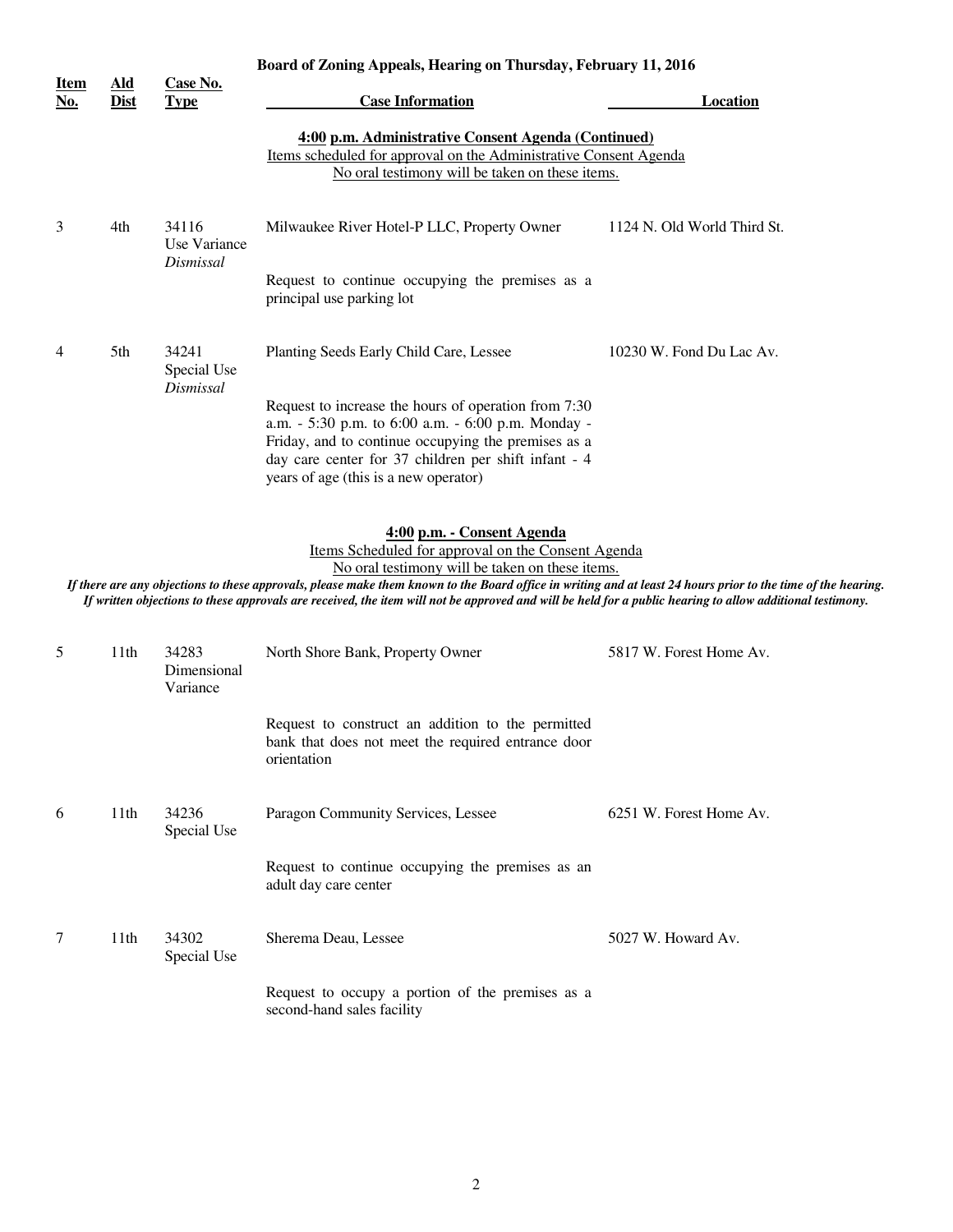**Board of Zoning Appeals, Hearing on Thursday, February 11, 2016**

| Item No. | Ald Dist | Case No. Type | Case Information | Location |
|---|---|---|---|---|

**4:00 p.m. Administrative Consent Agenda (Continued)**

Items scheduled for approval on the Administrative Consent Agenda

No oral testimony will be taken on these items.

| Item No. | Ald Dist | Case No. Type | Case Information | Location |
|---|---|---|---|---|
| 3 | 4th | 34116 Use Variance *Dismissal* | Milwaukee River Hotel-P LLC, Property Owner<br><br>Request to continue occupying the premises as a principal use parking lot | 1124 N. Old World Third St. |
| 4 | 5th | 34241 Special Use *Dismissal* | Planting Seeds Early Child Care, Lessee<br><br>Request to increase the hours of operation from 7:30 a.m. - 5:30 p.m. to 6:00 a.m. - 6:00 p.m. Monday - Friday, and to continue occupying the premises as a day care center for 37 children per shift infant - 4 years of age (this is a new operator) | 10230 W. Fond Du Lac Av. |

**4:00 p.m. - Consent Agenda**

Items Scheduled for approval on the Consent Agenda

No oral testimony will be taken on these items.

***If there are any objections to these approvals, please make them known to the Board office in writing and at least 24 hours prior to the time of the hearing. If written objections to these approvals are received, the item will not be approved and will be held for a public hearing to allow additional testimony.***

| Item No. | Ald Dist | Case No. Type | Case Information | Location |
|---|---|---|---|---|
| 5 | 11th | 34283 Dimensional Variance | North Shore Bank, Property Owner<br><br>Request to construct an addition to the permitted bank that does not meet the required entrance door orientation | 5817 W. Forest Home Av. |
| 6 | 11th | 34236 Special Use | Paragon Community Services, Lessee<br><br>Request to continue occupying the premises as an adult day care center | 6251 W. Forest Home Av. |
| 7 | 11th | 34302 Special Use | Sherema Deau, Lessee<br><br>Request to occupy a portion of the premises as a second-hand sales facility | 5027 W. Howard Av. |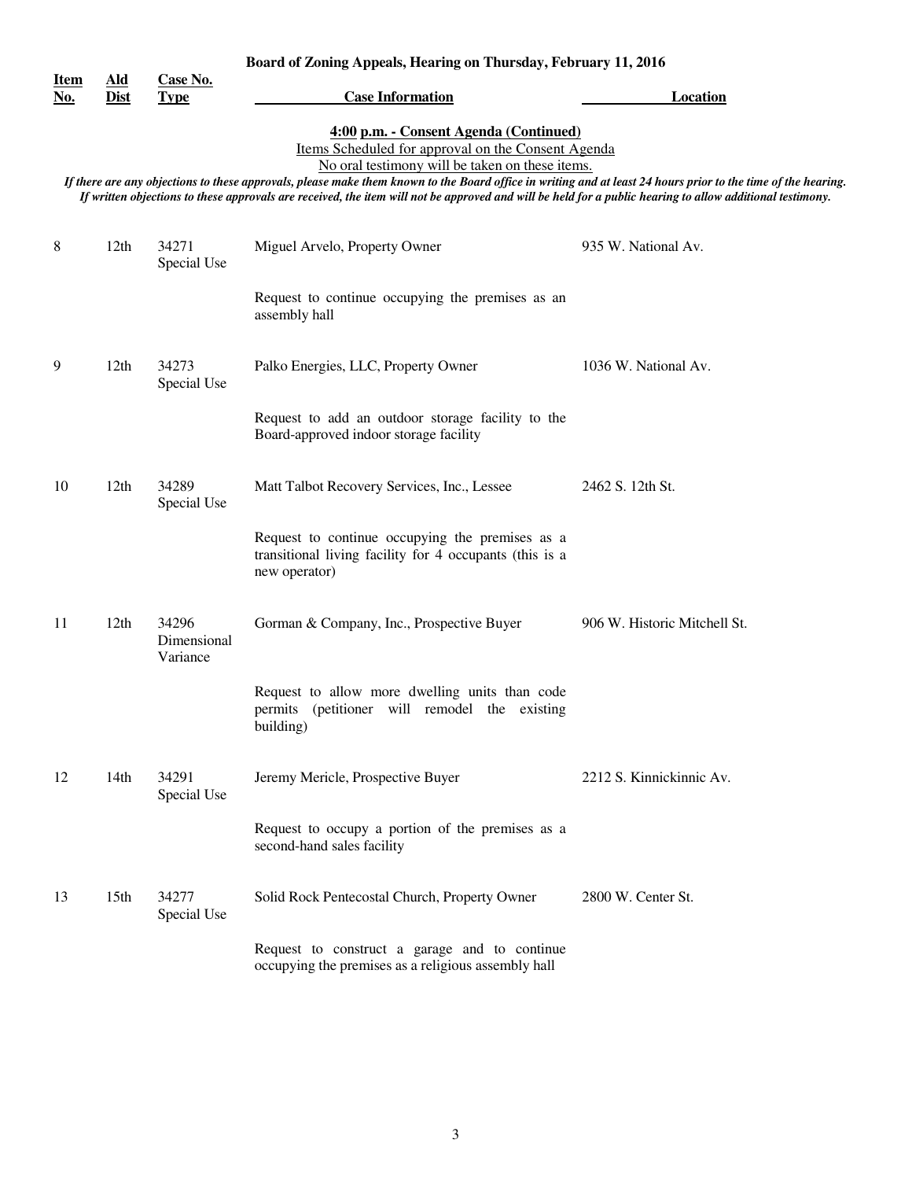**Board of Zoning Appeals, Hearing on Thursday, February 11, 2016**

**4:00 p.m. - Consent Agenda (Continued)**

Items Scheduled for approval on the Consent Agenda

No oral testimony will be taken on these items.

*If there are any objections to these approvals, please make them known to the Board office in writing and at least 24 hours prior to the time of the hearing. If written objections to these approvals are received, the item will not be approved and will be held for a public hearing to allow additional testimony.*

| Item No. | Ald Dist | Case No. Type | Case Information | Location |
|---|---|---|---|---|
| 8 | 12th | 34271 Special Use | Miguel Arvelo, Property Owner<br><br>Request to continue occupying the premises as an assembly hall | 935 W. National Av. |
| 9 | 12th | 34273 Special Use | Palko Energies, LLC, Property Owner<br><br>Request to add an outdoor storage facility to the Board-approved indoor storage facility | 1036 W. National Av. |
| 10 | 12th | 34289 Special Use | Matt Talbot Recovery Services, Inc., Lessee<br><br>Request to continue occupying the premises as a transitional living facility for 4 occupants (this is a new operator) | 2462 S. 12th St. |
| 11 | 12th | 34296 Dimensional Variance | Gorman & Company, Inc., Prospective Buyer<br><br>Request to allow more dwelling units than code permits (petitioner will remodel the existing building) | 906 W. Historic Mitchell St. |
| 12 | 14th | 34291 Special Use | Jeremy Mericle, Prospective Buyer<br><br>Request to occupy a portion of the premises as a second-hand sales facility | 2212 S. Kinnickinnic Av. |
| 13 | 15th | 34277 Special Use | Solid Rock Pentecostal Church, Property Owner<br><br>Request to construct a garage and to continue occupying the premises as a religious assembly hall | 2800 W. Center St. |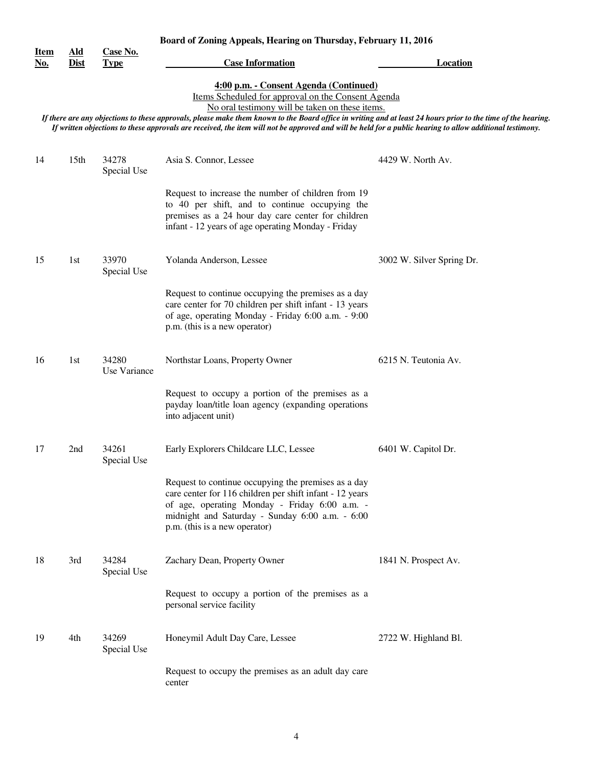**Board of Zoning Appeals, Hearing on Thursday, February 11, 2016**

**4:00 p.m. - Consent Agenda (Continued)**

Items Scheduled for approval on the Consent Agenda

No oral testimony will be taken on these items.

*If there are any objections to these approvals, please make them known to the Board office in writing and at least 24 hours prior to the time of the hearing. If written objections to these approvals are received, the item will not be approved and will be held for a public hearing to allow additional testimony.*

| Item No. | Ald Dist | Case No. Type | Case Information | Location |
|---|---|---|---|---|
| 14 | 15th | 34278 Special Use | Asia S. Connor, Lessee<br><br>Request to increase the number of children from 19 to 40 per shift, and to continue occupying the premises as a 24 hour day care center for children infant - 12 years of age operating Monday - Friday | 4429 W. North Av. |
| 15 | 1st | 33970 Special Use | Yolanda Anderson, Lessee<br><br>Request to continue occupying the premises as a day care center for 70 children per shift infant - 13 years of age, operating Monday - Friday 6:00 a.m. - 9:00 p.m. (this is a new operator) | 3002 W. Silver Spring Dr. |
| 16 | 1st | 34280 Use Variance | Northstar Loans, Property Owner<br><br>Request to occupy a portion of the premises as a payday loan/title loan agency (expanding operations into adjacent unit) | 6215 N. Teutonia Av. |
| 17 | 2nd | 34261 Special Use | Early Explorers Childcare LLC, Lessee<br><br>Request to continue occupying the premises as a day care center for 116 children per shift infant - 12 years of age, operating Monday - Friday 6:00 a.m. - midnight and Saturday - Sunday 6:00 a.m. - 6:00 p.m. (this is a new operator) | 6401 W. Capitol Dr. |
| 18 | 3rd | 34284 Special Use | Zachary Dean, Property Owner<br><br>Request to occupy a portion of the premises as a personal service facility | 1841 N. Prospect Av. |
| 19 | 4th | 34269 Special Use | Honeymil Adult Day Care, Lessee<br><br>Request to occupy the premises as an adult day care center | 2722 W. Highland Bl. |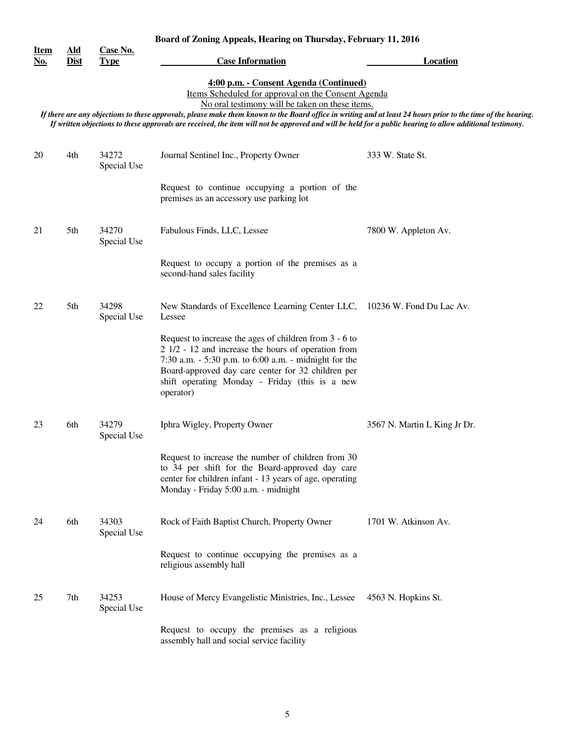**Board of Zoning Appeals, Hearing on Thursday, February 11, 2016**

**4:00 p.m. - Consent Agenda (Continued)**

Items Scheduled for approval on the Consent Agenda

No oral testimony will be taken on these items.

*If there are any objections to these approvals, please make them known to the Board office in writing and at least 24 hours prior to the time of the hearing. If written objections to these approvals are received, the item will not be approved and will be held for a public hearing to allow additional testimony.*

| Item No. | Ald Dist | Case No. Type | Case Information | Location |
|---|---|---|---|---|
| 20 | 4th | 34272 Special Use | Journal Sentinel Inc., Property Owner<br><br>Request to continue occupying a portion of the premises as an accessory use parking lot | 333 W. State St. |
| 21 | 5th | 34270 Special Use | Fabulous Finds, LLC, Lessee<br><br>Request to occupy a portion of the premises as a second-hand sales facility | 7800 W. Appleton Av. |
| 22 | 5th | 34298 Special Use | New Standards of Excellence Learning Center LLC, Lessee<br><br>Request to increase the ages of children from 3 - 6 to 2 1/2 - 12 and increase the hours of operation from 7:30 a.m. - 5:30 p.m. to 6:00 a.m. - midnight for the Board-approved day care center for 32 children per shift operating Monday - Friday (this is a new operator) | 10236 W. Fond Du Lac Av. |
| 23 | 6th | 34279 Special Use | Iphra Wigley, Property Owner<br><br>Request to increase the number of children from 30 to 34 per shift for the Board-approved day care center for children infant - 13 years of age, operating Monday - Friday 5:00 a.m. - midnight | 3567 N. Martin L King Jr Dr. |
| 24 | 6th | 34303 Special Use | Rock of Faith Baptist Church, Property Owner<br><br>Request to continue occupying the premises as a religious assembly hall | 1701 W. Atkinson Av. |
| 25 | 7th | 34253 Special Use | House of Mercy Evangelistic Ministries, Inc., Lessee<br><br>Request to occupy the premises as a religious assembly hall and social service facility | 4563 N. Hopkins St. |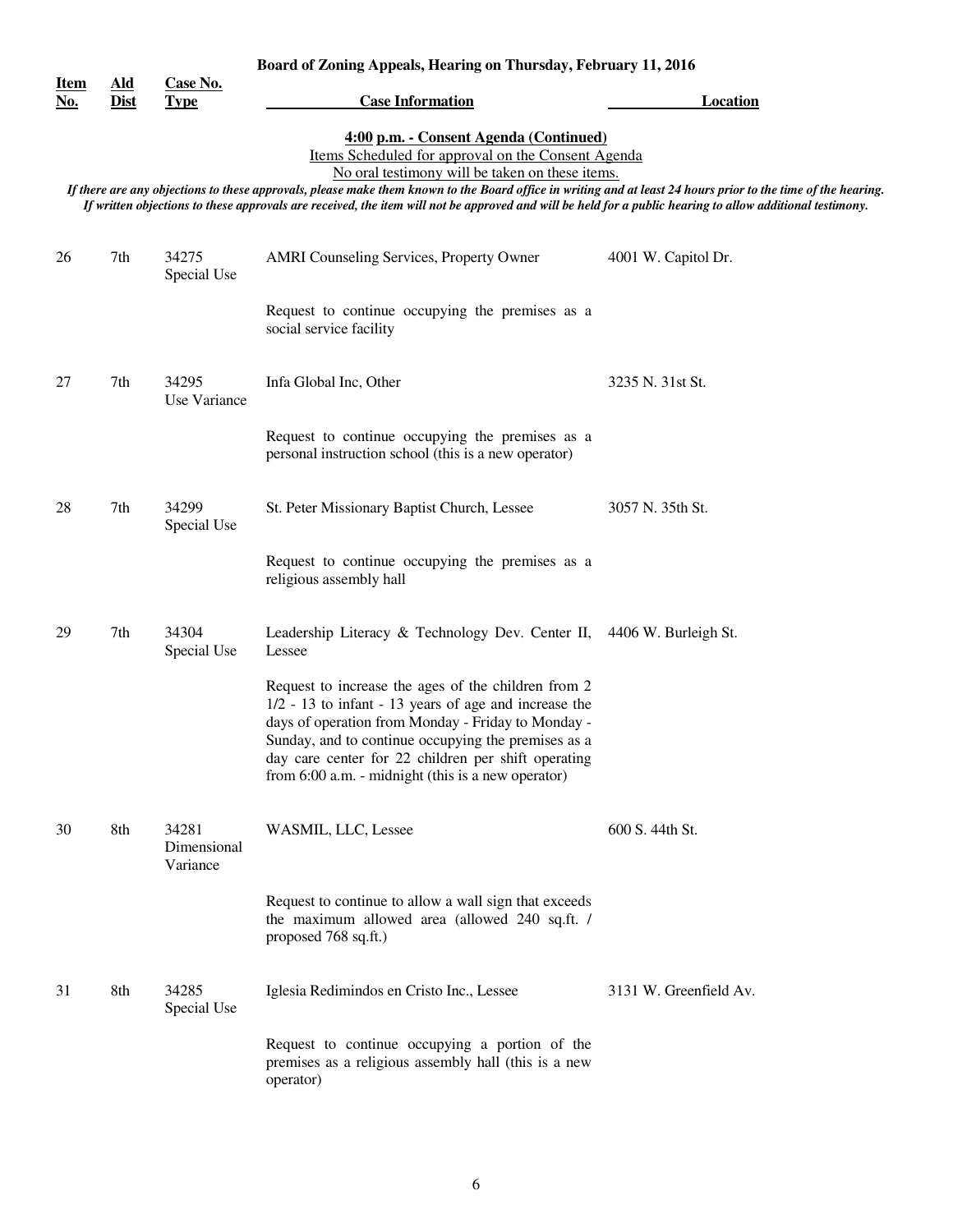**Board of Zoning Appeals, Hearing on Thursday, February 11, 2016**

**4:00 p.m. - Consent Agenda (Continued)**

Items Scheduled for approval on the Consent Agenda

No oral testimony will be taken on these items.

*If there are any objections to these approvals, please make them known to the Board office in writing and at least 24 hours prior to the time of the hearing. If written objections to these approvals are received, the item will not be approved and will be held for a public hearing to allow additional testimony.*

| Item No. | Ald Dist | Case No. Type | Case Information | Location |
|---|---|---|---|---|
| 26 | 7th | 34275 Special Use | AMRI Counseling Services, Property Owner<br><br>Request to continue occupying the premises as a social service facility | 4001 W. Capitol Dr. |
| 27 | 7th | 34295 Use Variance | Infa Global Inc, Other<br><br>Request to continue occupying the premises as a personal instruction school (this is a new operator) | 3235 N. 31st St. |
| 28 | 7th | 34299 Special Use | St. Peter Missionary Baptist Church, Lessee<br><br>Request to continue occupying the premises as a religious assembly hall | 3057 N. 35th St. |
| 29 | 7th | 34304 Special Use | Leadership Literacy & Technology Dev. Center II, Lessee<br><br>Request to increase the ages of the children from 2 1/2 - 13 to infant - 13 years of age and increase the days of operation from Monday - Friday to Monday - Sunday, and to continue occupying the premises as a day care center for 22 children per shift operating from 6:00 a.m. - midnight (this is a new operator) | 4406 W. Burleigh St. |
| 30 | 8th | 34281 Dimensional Variance | WASMIL, LLC, Lessee<br><br>Request to continue to allow a wall sign that exceeds the maximum allowed area (allowed 240 sq.ft. / proposed 768 sq.ft.) | 600 S. 44th St. |
| 31 | 8th | 34285 Special Use | Iglesia Redimindos en Cristo Inc., Lessee<br><br>Request to continue occupying a portion of the premises as a religious assembly hall (this is a new operator) | 3131 W. Greenfield Av. |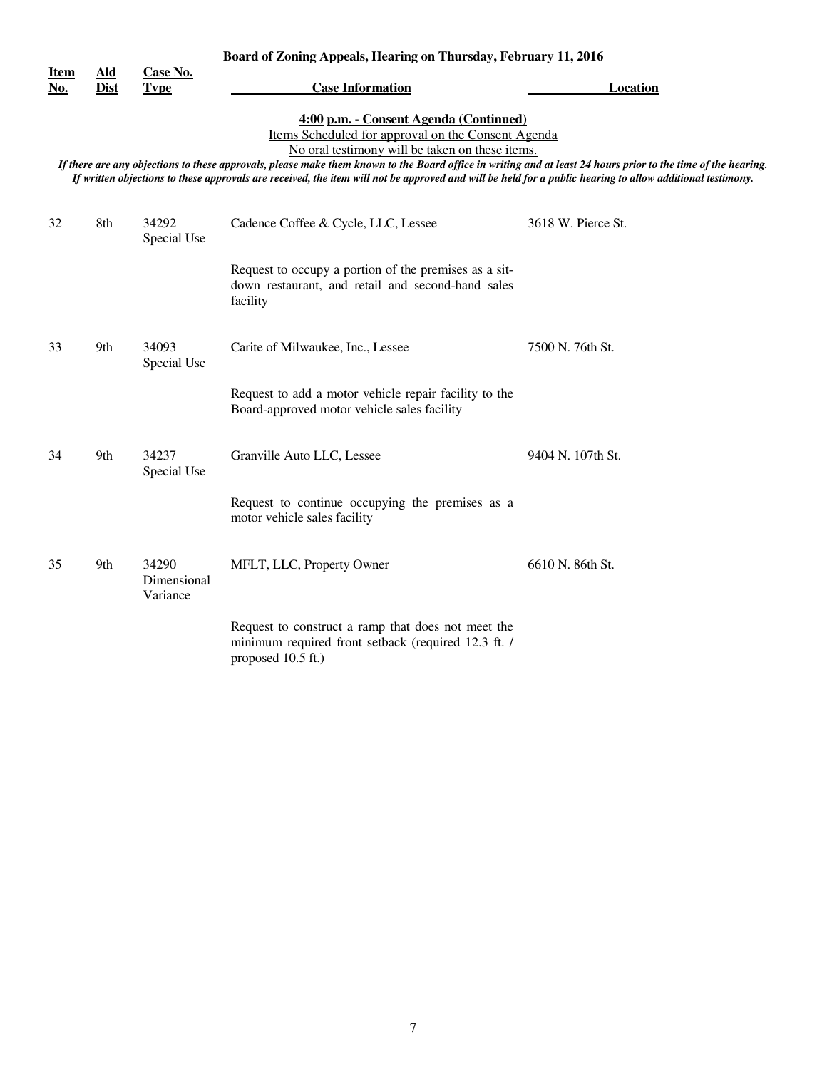**Board of Zoning Appeals, Hearing on Thursday, February 11, 2016**

**4:00 p.m. - Consent Agenda (Continued)**

Items Scheduled for approval on the Consent Agenda

No oral testimony will be taken on these items.

*If there are any objections to these approvals, please make them known to the Board office in writing and at least 24 hours prior to the time of the hearing. If written objections to these approvals are received, the item will not be approved and will be held for a public hearing to allow additional testimony.*

| Item No. | Ald Dist | Case No. Type | Case Information | Location |
|---|---|---|---|---|
| 32 | 8th | 34292 Special Use | Cadence Coffee & Cycle, LLC, Lessee<br><br>Request to occupy a portion of the premises as a sit-down restaurant, and retail and second-hand sales facility | 3618 W. Pierce St. |
| 33 | 9th | 34093 Special Use | Carite of Milwaukee, Inc., Lessee<br><br>Request to add a motor vehicle repair facility to the Board-approved motor vehicle sales facility | 7500 N. 76th St. |
| 34 | 9th | 34237 Special Use | Granville Auto LLC, Lessee<br><br>Request to continue occupying the premises as a motor vehicle sales facility | 9404 N. 107th St. |
| 35 | 9th | 34290 Dimensional Variance | MFLT, LLC, Property Owner<br><br>Request to construct a ramp that does not meet the minimum required front setback (required 12.3 ft. / proposed 10.5 ft.) | 6610 N. 86th St. |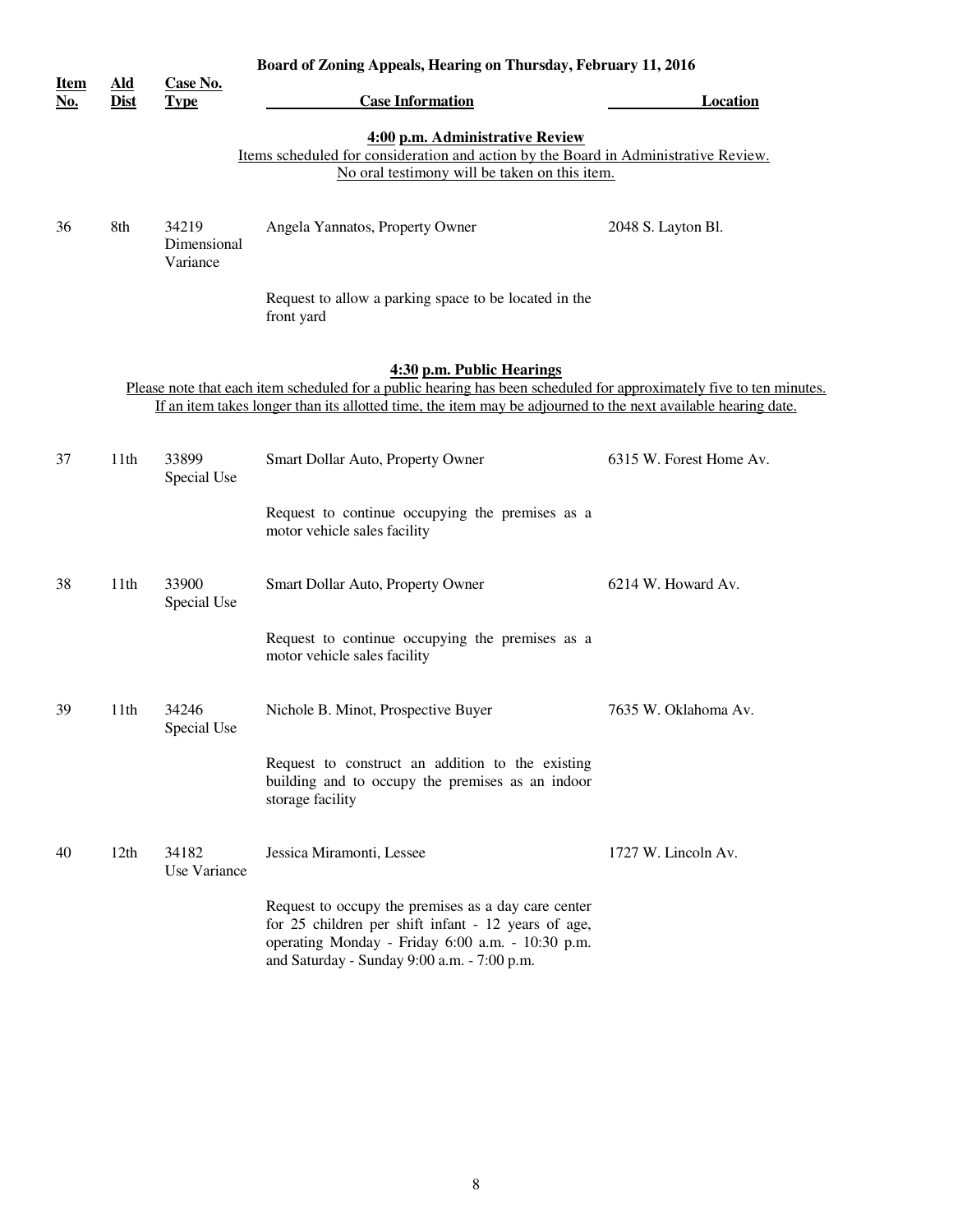**Board of Zoning Appeals, Hearing on Thursday, February 11, 2016**

| Item No. | Ald Dist | Case No. Type | Case Information | Location |
|---|---|---|---|---|

**4:00 p.m. Administrative Review**

Items scheduled for consideration and action by the Board in Administrative Review.
No oral testimony will be taken on this item.

| Item No. | Ald Dist | Case No. Type | Case Information | Location |
|---|---|---|---|---|
| 36 | 8th | 34219 Dimensional Variance | Angela Yannatos, Property Owner<br><br>Request to allow a parking space to be located in the front yard | 2048 S. Layton Bl. |

**4:30 p.m. Public Hearings**

Please note that each item scheduled for a public hearing has been scheduled for approximately five to ten minutes.
If an item takes longer than its allotted time, the item may be adjourned to the next available hearing date.

| Item No. | Ald Dist | Case No. Type | Case Information | Location |
|---|---|---|---|---|
| 37 | 11th | 33899 Special Use | Smart Dollar Auto, Property Owner<br><br>Request to continue occupying the premises as a motor vehicle sales facility | 6315 W. Forest Home Av. |
| 38 | 11th | 33900 Special Use | Smart Dollar Auto, Property Owner<br><br>Request to continue occupying the premises as a motor vehicle sales facility | 6214 W. Howard Av. |
| 39 | 11th | 34246 Special Use | Nichole B. Minot, Prospective Buyer<br><br>Request to construct an addition to the existing building and to occupy the premises as an indoor storage facility | 7635 W. Oklahoma Av. |
| 40 | 12th | 34182 Use Variance | Jessica Miramonti, Lessee<br><br>Request to occupy the premises as a day care center for 25 children per shift infant - 12 years of age, operating Monday - Friday 6:00 a.m. - 10:30 p.m. and Saturday - Sunday 9:00 a.m. - 7:00 p.m. | 1727 W. Lincoln Av. |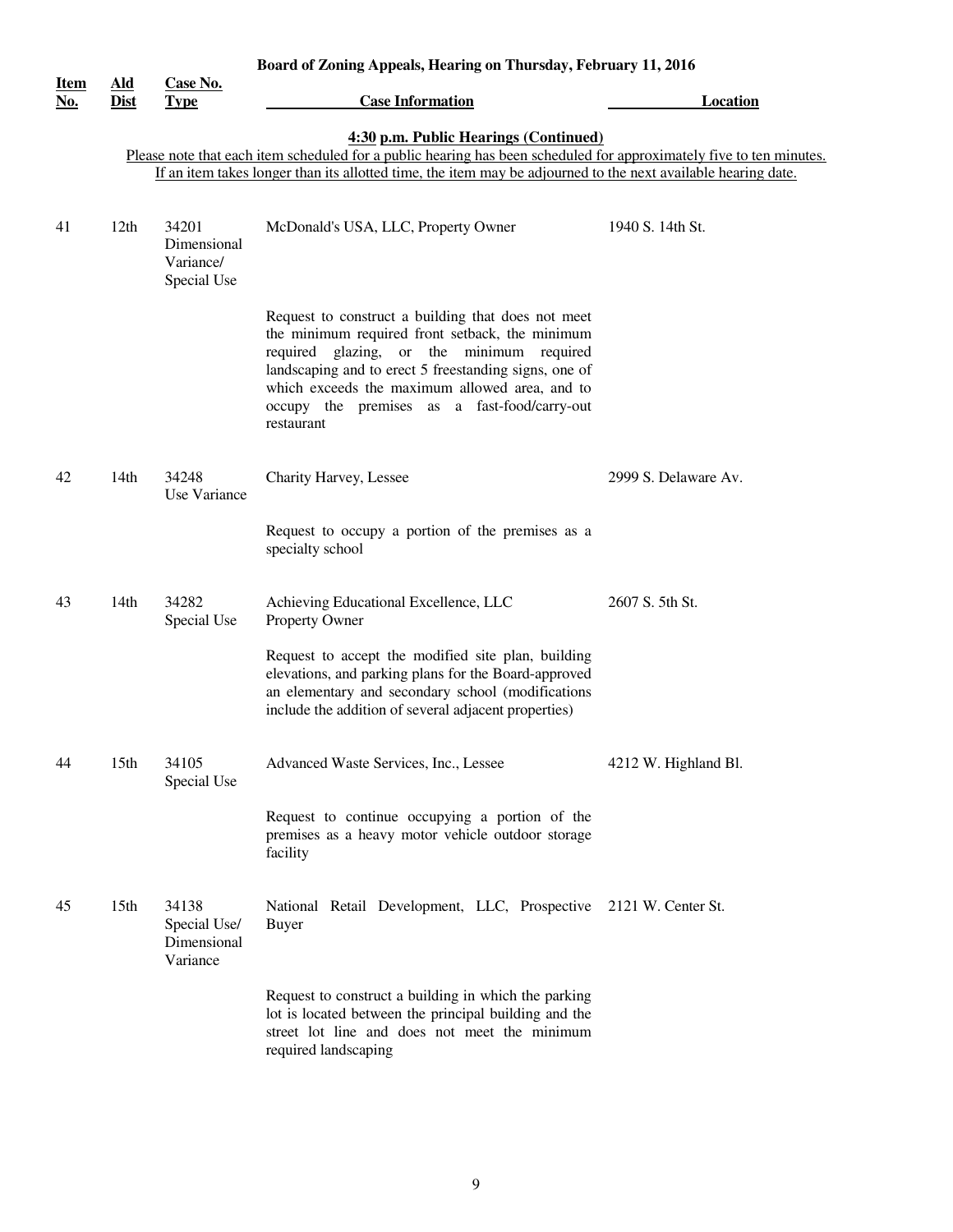## Board of Zoning Appeals, Hearing on Thursday, February 11, 2016

### 4:30 p.m. Public Hearings (Continued)

Please note that each item scheduled for a public hearing has been scheduled for approximately five to ten minutes. If an item takes longer than its allotted time, the item may be adjourned to the next available hearing date.

| Item No. | Ald Dist | Case No. Type | Case Information | Location |
|---|---|---|---|---|
| 41 | 12th | 34201 Dimensional Variance/ Special Use | McDonald's USA, LLC, Property Owner<br><br>Request to construct a building that does not meet the minimum required front setback, the minimum required glazing, or the minimum required landscaping and to erect 5 freestanding signs, one of which exceeds the maximum allowed area, and to occupy the premises as a fast-food/carry-out restaurant | 1940 S. 14th St. |
| 42 | 14th | 34248 Use Variance | Charity Harvey, Lessee<br><br>Request to occupy a portion of the premises as a specialty school | 2999 S. Delaware Av. |
| 43 | 14th | 34282 Special Use | Achieving Educational Excellence, LLC Property Owner<br><br>Request to accept the modified site plan, building elevations, and parking plans for the Board-approved an elementary and secondary school (modifications include the addition of several adjacent properties) | 2607 S. 5th St. |
| 44 | 15th | 34105 Special Use | Advanced Waste Services, Inc., Lessee<br><br>Request to continue occupying a portion of the premises as a heavy motor vehicle outdoor storage facility | 4212 W. Highland Bl. |
| 45 | 15th | 34138 Special Use/ Dimensional Variance | National Retail Development, LLC, Prospective Buyer<br><br>Request to construct a building in which the parking lot is located between the principal building and the street lot line and does not meet the minimum required landscaping | 2121 W. Center St. |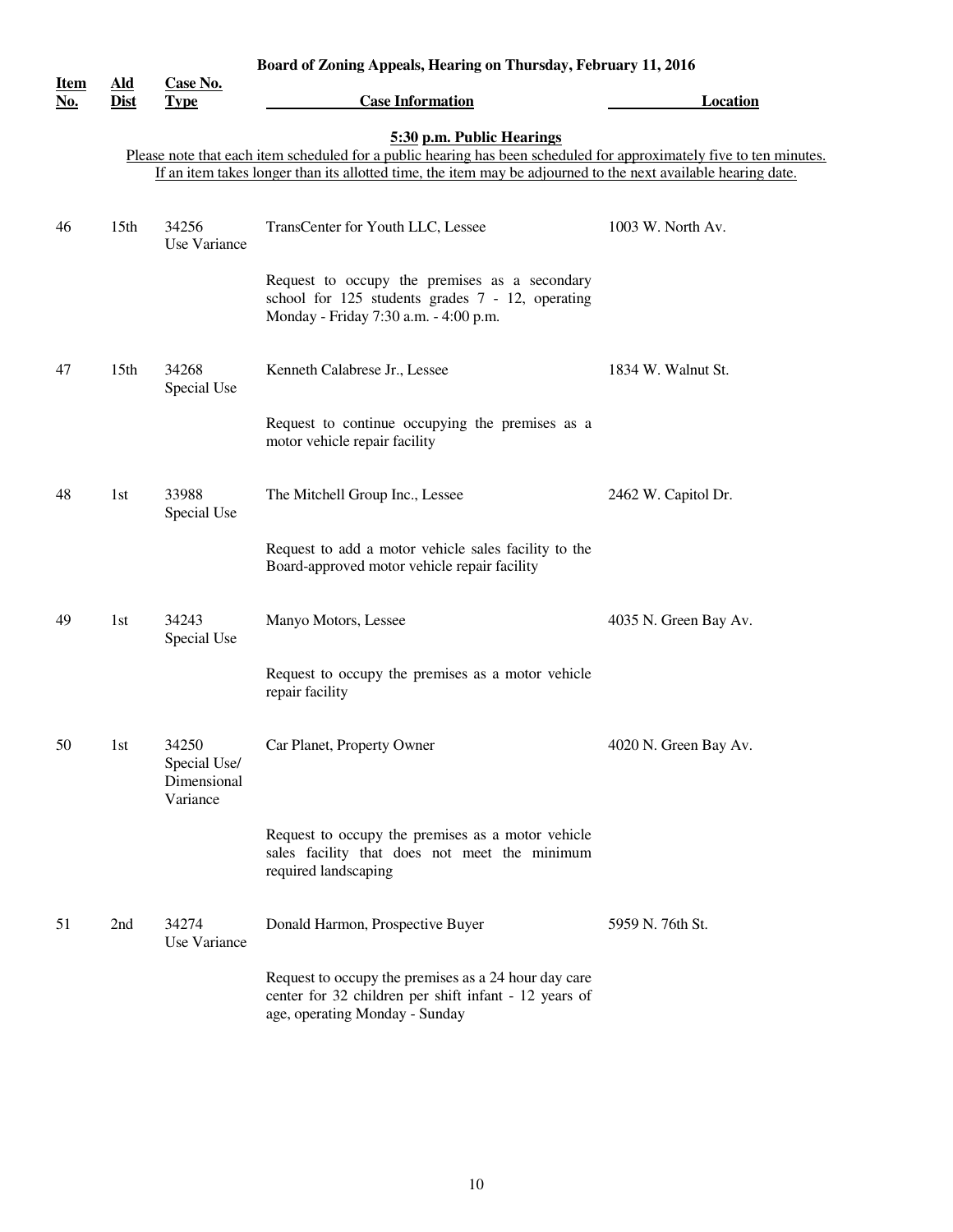**Board of Zoning Appeals, Hearing on Thursday, February 11, 2016**

## 5:30 p.m. Public Hearings

Please note that each item scheduled for a public hearing has been scheduled for approximately five to ten minutes. If an item takes longer than its allotted time, the item may be adjourned to the next available hearing date.

| Item No. | Ald Dist | Case No. Type | Case Information | Location |
|---|---|---|---|---|
| 46 | 15th | 34256 Use Variance | TransCenter for Youth LLC, Lessee<br><br>Request to occupy the premises as a secondary school for 125 students grades 7 - 12, operating Monday - Friday 7:30 a.m. - 4:00 p.m. | 1003 W. North Av. |
| 47 | 15th | 34268 Special Use | Kenneth Calabrese Jr., Lessee<br><br>Request to continue occupying the premises as a motor vehicle repair facility | 1834 W. Walnut St. |
| 48 | 1st | 33988 Special Use | The Mitchell Group Inc., Lessee<br><br>Request to add a motor vehicle sales facility to the Board-approved motor vehicle repair facility | 2462 W. Capitol Dr. |
| 49 | 1st | 34243 Special Use | Manyo Motors, Lessee<br><br>Request to occupy the premises as a motor vehicle repair facility | 4035 N. Green Bay Av. |
| 50 | 1st | 34250 Special Use/ Dimensional Variance | Car Planet, Property Owner<br><br>Request to occupy the premises as a motor vehicle sales facility that does not meet the minimum required landscaping | 4020 N. Green Bay Av. |
| 51 | 2nd | 34274 Use Variance | Donald Harmon, Prospective Buyer<br><br>Request to occupy the premises as a 24 hour day care center for 32 children per shift infant - 12 years of age, operating Monday - Sunday | 5959 N. 76th St. |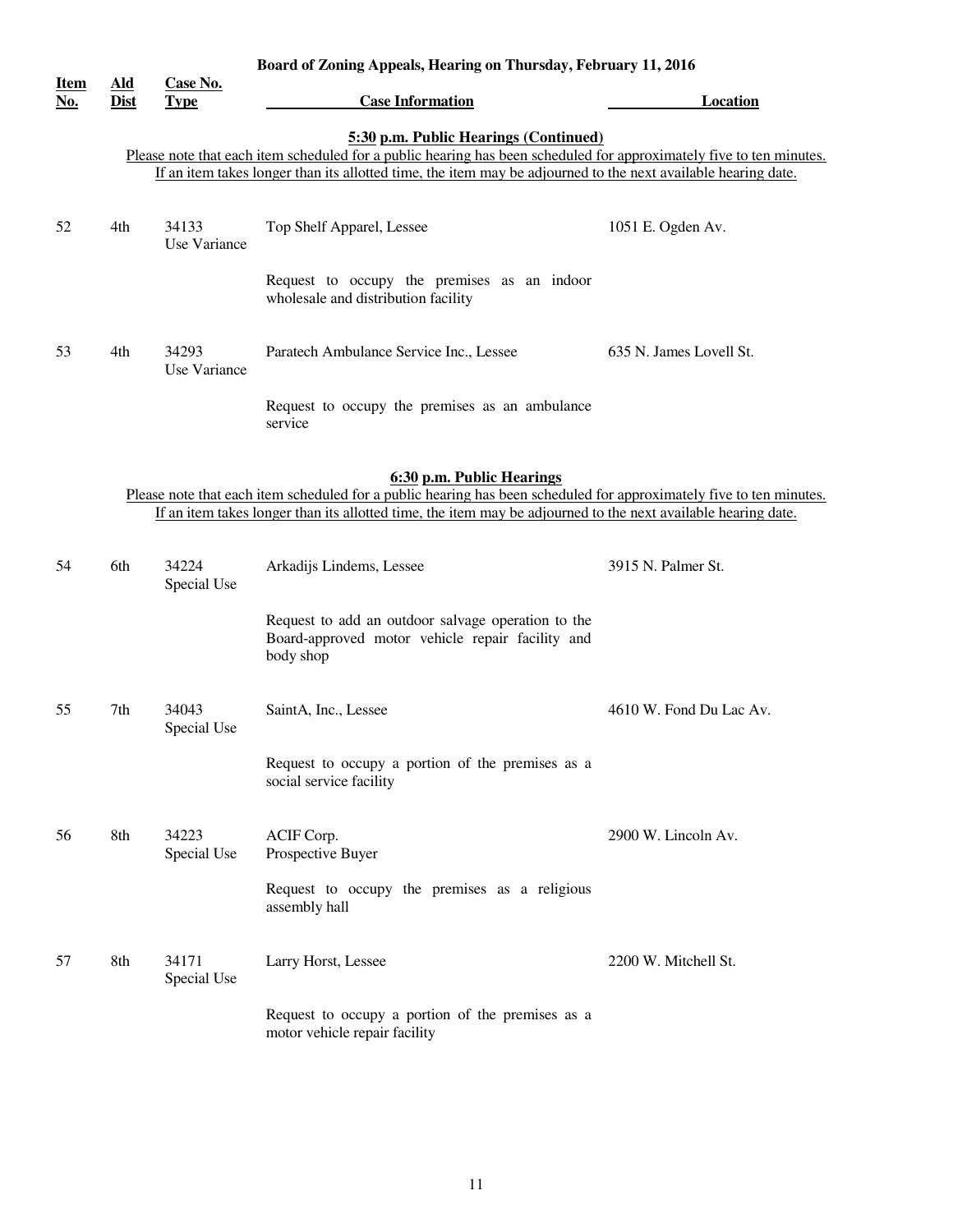## Board of Zoning Appeals, Hearing on Thursday, February 11, 2016

| Item No. | Ald Dist | Case No. Type | Case Information | Location |
|---|---|---|---|---|

### 5:30 p.m. Public Hearings (Continued)

Please note that each item scheduled for a public hearing has been scheduled for approximately five to ten minutes. If an item takes longer than its allotted time, the item may be adjourned to the next available hearing date.

| Item No. | Ald Dist | Case No. Type | Case Information | Location |
|---|---|---|---|---|
| 52 | 4th | 34133 Use Variance | Top Shelf Apparel, Lessee<br><br>Request to occupy the premises as an indoor wholesale and distribution facility | 1051 E. Ogden Av. |
| 53 | 4th | 34293 Use Variance | Paratech Ambulance Service Inc., Lessee<br><br>Request to occupy the premises as an ambulance service | 635 N. James Lovell St. |

### 6:30 p.m. Public Hearings

Please note that each item scheduled for a public hearing has been scheduled for approximately five to ten minutes. If an item takes longer than its allotted time, the item may be adjourned to the next available hearing date.

| Item No. | Ald Dist | Case No. Type | Case Information | Location |
|---|---|---|---|---|
| 54 | 6th | 34224 Special Use | Arkadijs Lindems, Lessee<br><br>Request to add an outdoor salvage operation to the Board-approved motor vehicle repair facility and body shop | 3915 N. Palmer St. |
| 55 | 7th | 34043 Special Use | SaintA, Inc., Lessee<br><br>Request to occupy a portion of the premises as a social service facility | 4610 W. Fond Du Lac Av. |
| 56 | 8th | 34223 Special Use | ACIF Corp.<br>Prospective Buyer<br><br>Request to occupy the premises as a religious assembly hall | 2900 W. Lincoln Av. |
| 57 | 8th | 34171 Special Use | Larry Horst, Lessee<br><br>Request to occupy a portion of the premises as a motor vehicle repair facility | 2200 W. Mitchell St. |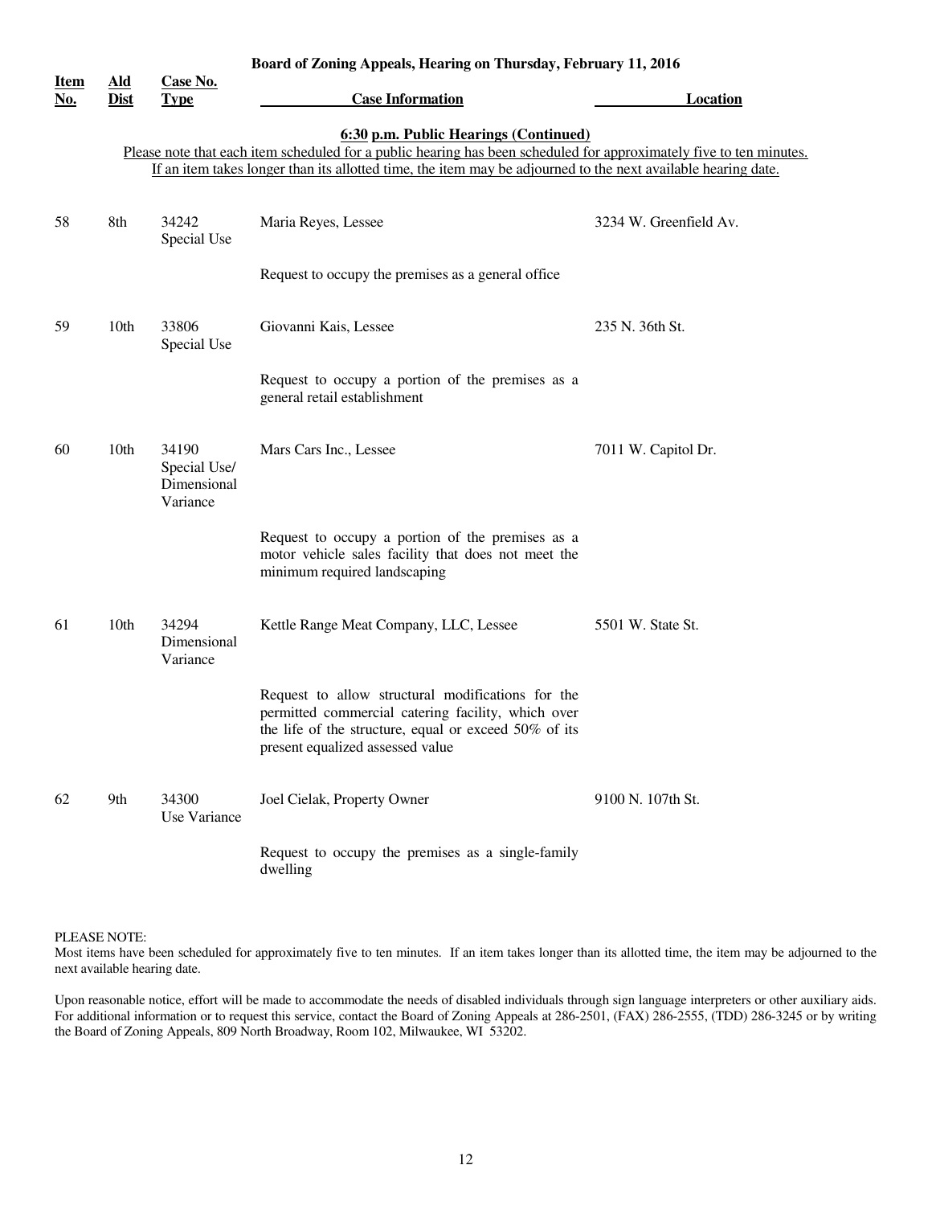## Board of Zoning Appeals, Hearing on Thursday, February 11, 2016

### 6:30 p.m. Public Hearings (Continued)

Please note that each item scheduled for a public hearing has been scheduled for approximately five to ten minutes. If an item takes longer than its allotted time, the item may be adjourned to the next available hearing date.

| Item No. | Ald Dist | Case No. Type | Case Information | Location |
|---|---|---|---|---|
| 58 | 8th | 34242 Special Use | Maria Reyes, Lessee<br><br>Request to occupy the premises as a general office | 3234 W. Greenfield Av. |
| 59 | 10th | 33806 Special Use | Giovanni Kais, Lessee<br><br>Request to occupy a portion of the premises as a general retail establishment | 235 N. 36th St. |
| 60 | 10th | 34190 Special Use/ Dimensional Variance | Mars Cars Inc., Lessee<br><br>Request to occupy a portion of the premises as a motor vehicle sales facility that does not meet the minimum required landscaping | 7011 W. Capitol Dr. |
| 61 | 10th | 34294 Dimensional Variance | Kettle Range Meat Company, LLC, Lessee<br><br>Request to allow structural modifications for the permitted commercial catering facility, which over the life of the structure, equal or exceed 50% of its present equalized assessed value | 5501 W. State St. |
| 62 | 9th | 34300 Use Variance | Joel Cielak, Property Owner<br><br>Request to occupy the premises as a single-family dwelling | 9100 N. 107th St. |

PLEASE NOTE:
Most items have been scheduled for approximately five to ten minutes. If an item takes longer than its allotted time, the item may be adjourned to the next available hearing date.

Upon reasonable notice, effort will be made to accommodate the needs of disabled individuals through sign language interpreters or other auxiliary aids. For additional information or to request this service, contact the Board of Zoning Appeals at 286-2501, (FAX) 286-2555, (TDD) 286-3245 or by writing the Board of Zoning Appeals, 809 North Broadway, Room 102, Milwaukee, WI 53202.